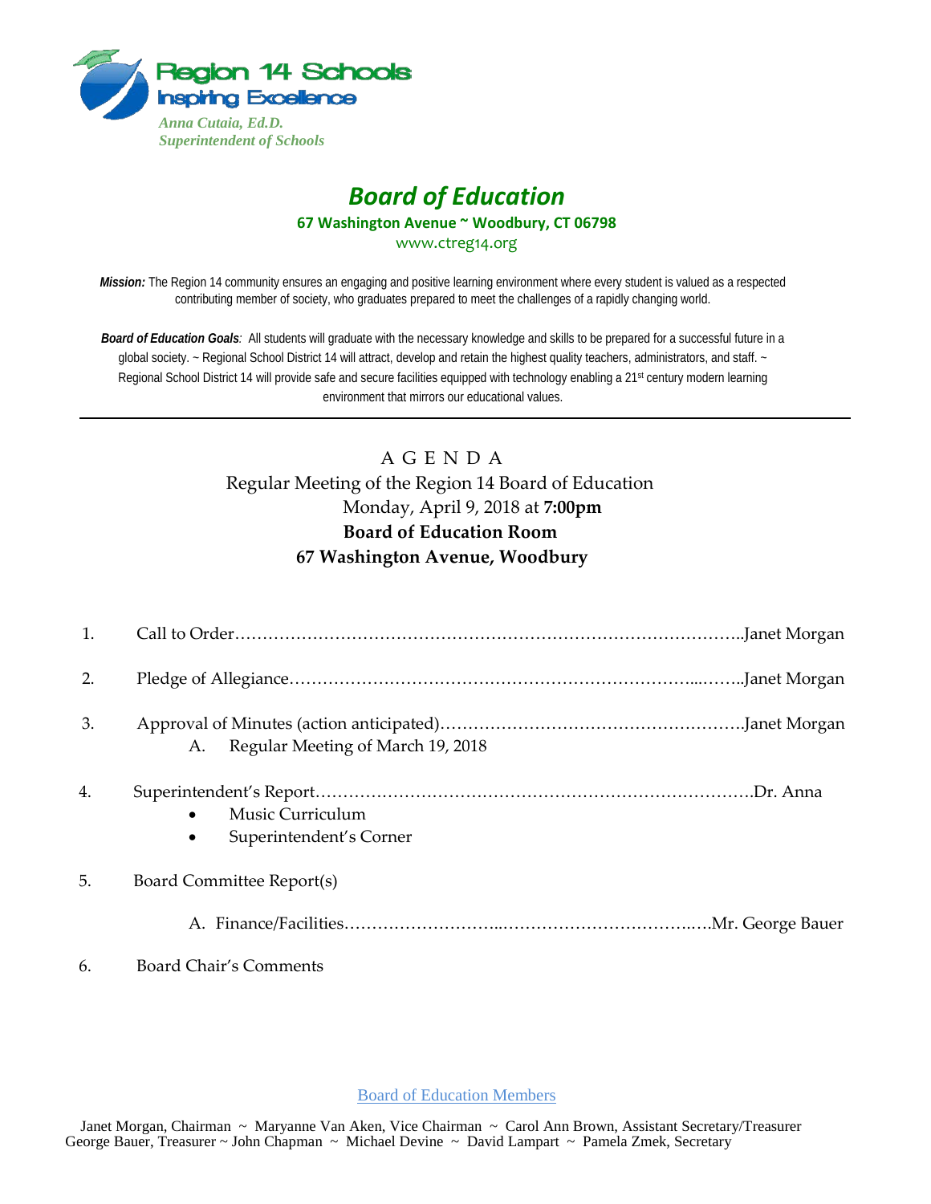Region 14 Schools
Inspiring Excellence

*Anna Cutaia, Ed.D.*
*Superintendent of Schools*

# *Board of Education*

**67 Washington Avenue ~ Woodbury, CT 06798**

www.ctreg14.org

***Mission:*** The Region 14 community ensures an engaging and positive learning environment where every student is valued as a respected contributing member of society, who graduates prepared to meet the challenges of a rapidly changing world.

***Board of Education Goals**:* All students will graduate with the necessary knowledge and skills to be prepared for a successful future in a global society. ~ Regional School District 14 will attract, develop and retain the highest quality teachers, administrators, and staff. ~ Regional School District 14 will provide safe and secure facilities equipped with technology enabling a 21st century modern learning environment that mirrors our educational values.

---

A G E N D A

Regular Meeting of the Region 14 Board of Education

Monday, April 9, 2018 at **7:00pm**

**Board of Education Room**

**67 Washington Avenue, Woodbury**

1. Call to Order……………………………………………………………………………..Janet Morgan

2. Pledge of Allegiance……………………………………………………………...……..Janet Morgan

3. Approval of Minutes (action anticipated)……………………………………………….Janet Morgan
   - A. Regular Meeting of March 19, 2018

4. Superintendent's Report……………………………………………………………………Dr. Anna
   - Music Curriculum
   - Superintendent's Corner

5. Board Committee Report(s)
   - A. Finance/Facilities………………………...……………………………..….Mr. George Bauer

6. Board Chair's Comments

Board of Education Members

Janet Morgan, Chairman ~ Maryanne Van Aken, Vice Chairman ~ Carol Ann Brown, Assistant Secretary/Treasurer
George Bauer, Treasurer ~ John Chapman ~ Michael Devine ~ David Lampart ~ Pamela Zmek, Secretary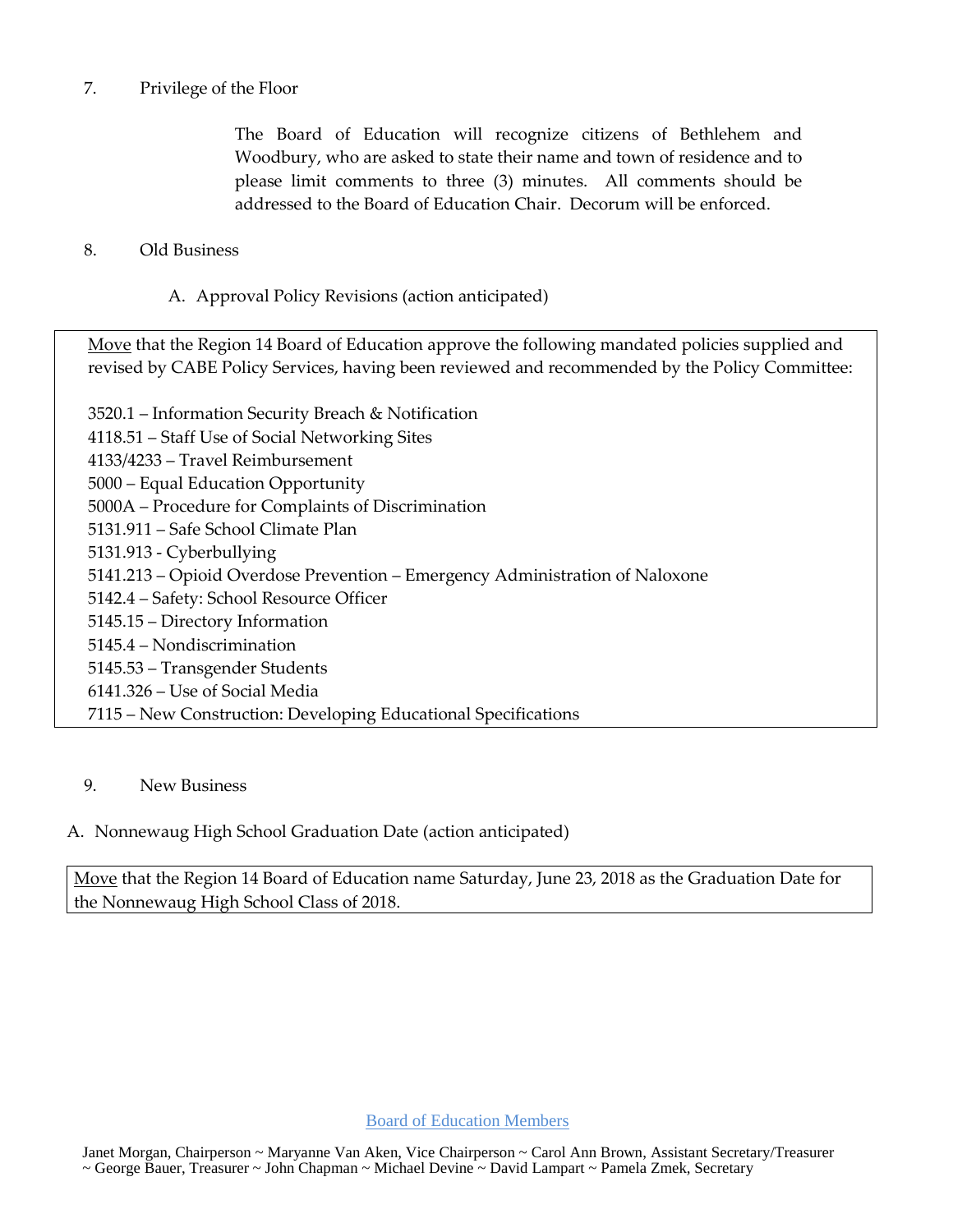7. Privilege of the Floor

   The Board of Education will recognize citizens of Bethlehem and Woodbury, who are asked to state their name and town of residence and to please limit comments to three (3) minutes. All comments should be addressed to the Board of Education Chair. Decorum will be enforced.

8. Old Business

   A. Approval Policy Revisions (action anticipated)

> Move that the Region 14 Board of Education approve the following mandated policies supplied and revised by CABE Policy Services, having been reviewed and recommended by the Policy Committee:
>
> 3520.1 – Information Security Breach & Notification
> 4118.51 – Staff Use of Social Networking Sites
> 4133/4233 – Travel Reimbursement
> 5000 – Equal Education Opportunity
> 5000A – Procedure for Complaints of Discrimination
> 5131.911 – Safe School Climate Plan
> 5131.913 - Cyberbullying
> 5141.213 – Opioid Overdose Prevention – Emergency Administration of Naloxone
> 5142.4 – Safety: School Resource Officer
> 5145.15 – Directory Information
> 5145.4 – Nondiscrimination
> 5145.53 – Transgender Students
> 6141.326 – Use of Social Media
> 7115 – New Construction: Developing Educational Specifications

9. New Business

A. Nonnewaug High School Graduation Date (action anticipated)

> Move that the Region 14 Board of Education name Saturday, June 23, 2018 as the Graduation Date for the Nonnewaug High School Class of 2018.

Board of Education Members

Janet Morgan, Chairperson ~ Maryanne Van Aken, Vice Chairperson ~ Carol Ann Brown, Assistant Secretary/Treasurer ~ George Bauer, Treasurer ~ John Chapman ~ Michael Devine ~ David Lampart ~ Pamela Zmek, Secretary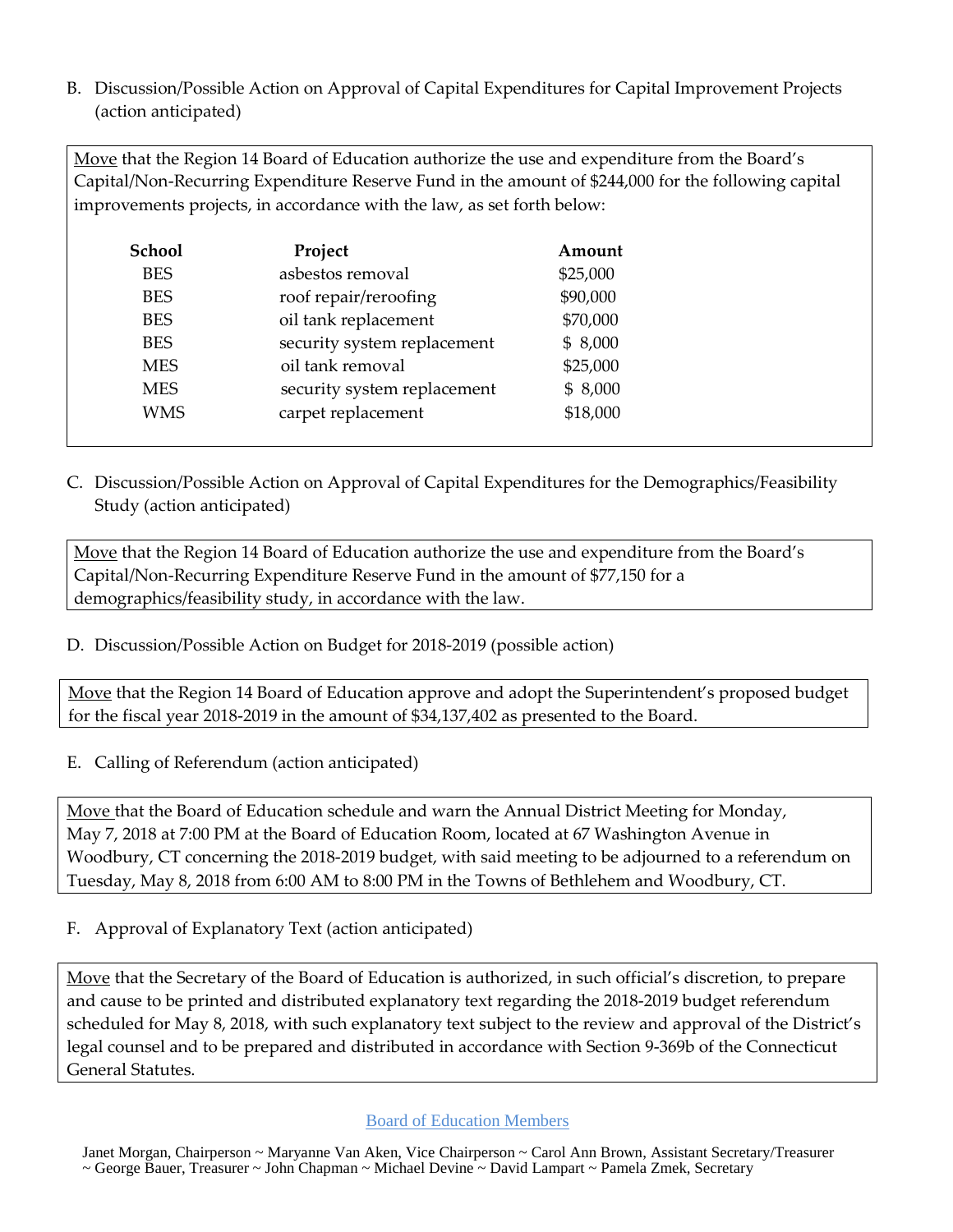B. Discussion/Possible Action on Approval of Capital Expenditures for Capital Improvement Projects (action anticipated)

<u>Move</u> that the Region 14 Board of Education authorize the use and expenditure from the Board's Capital/Non-Recurring Expenditure Reserve Fund in the amount of $244,000 for the following capital improvements projects, in accordance with the law, as set forth below:

| School | Project | Amount |
|---|---|---|
| BES | asbestos removal | $25,000 |
| BES | roof repair/reroofing | $90,000 |
| BES | oil tank replacement | $70,000 |
| BES | security system replacement | $ 8,000 |
| MES | oil tank removal | $25,000 |
| MES | security system replacement | $ 8,000 |
| WMS | carpet replacement | $18,000 |

C. Discussion/Possible Action on Approval of Capital Expenditures for the Demographics/Feasibility Study (action anticipated)

<u>Move</u> that the Region 14 Board of Education authorize the use and expenditure from the Board's Capital/Non-Recurring Expenditure Reserve Fund in the amount of $77,150 for a demographics/feasibility study, in accordance with the law.

D. Discussion/Possible Action on Budget for 2018-2019 (possible action)

<u>Move</u> that the Region 14 Board of Education approve and adopt the Superintendent's proposed budget for the fiscal year 2018-2019 in the amount of $34,137,402 as presented to the Board.

E. Calling of Referendum (action anticipated)

<u>Move</u> that the Board of Education schedule and warn the Annual District Meeting for Monday, May 7, 2018 at 7:00 PM at the Board of Education Room, located at 67 Washington Avenue in Woodbury, CT concerning the 2018-2019 budget, with said meeting to be adjourned to a referendum on Tuesday, May 8, 2018 from 6:00 AM to 8:00 PM in the Towns of Bethlehem and Woodbury, CT.

F. Approval of Explanatory Text (action anticipated)

<u>Move</u> that the Secretary of the Board of Education is authorized, in such official's discretion, to prepare and cause to be printed and distributed explanatory text regarding the 2018-2019 budget referendum scheduled for May 8, 2018, with such explanatory text subject to the review and approval of the District's legal counsel and to be prepared and distributed in accordance with Section 9-369b of the Connecticut General Statutes.

Board of Education Members

Janet Morgan, Chairperson ~ Maryanne Van Aken, Vice Chairperson ~ Carol Ann Brown, Assistant Secretary/Treasurer ~ George Bauer, Treasurer ~ John Chapman ~ Michael Devine ~ David Lampart ~ Pamela Zmek, Secretary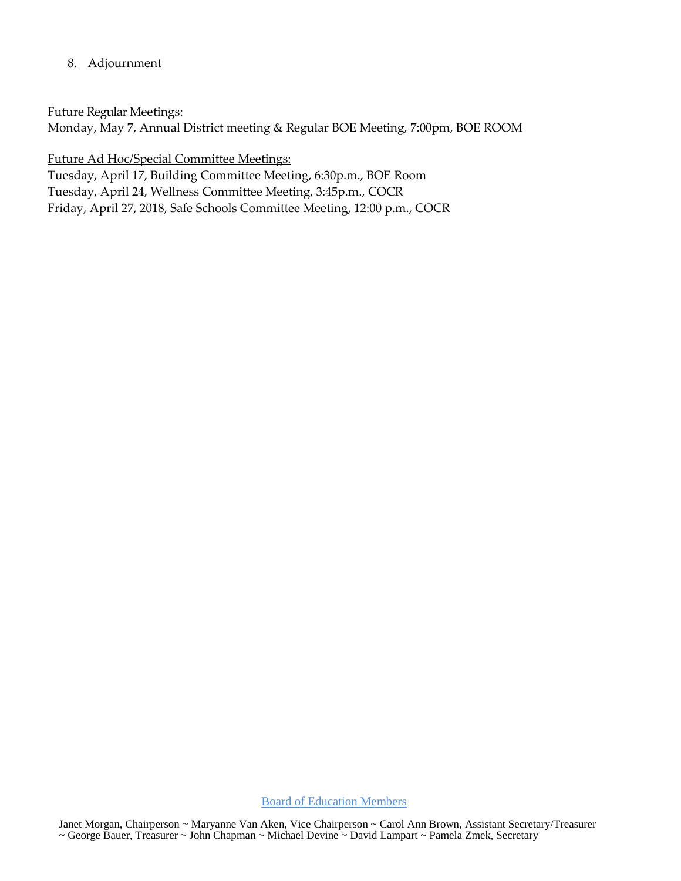8. Adjournment

<u>Future Regular Meetings:</u>
Monday, May 7, Annual District meeting & Regular BOE Meeting, 7:00pm, BOE ROOM

<u>Future Ad Hoc/Special Committee Meetings:</u>
Tuesday, April 17, Building Committee Meeting, 6:30p.m., BOE Room
Tuesday, April 24, Wellness Committee Meeting, 3:45p.m., COCR
Friday, April 27, 2018, Safe Schools Committee Meeting, 12:00 p.m., COCR

Board of Education Members

Janet Morgan, Chairperson ~ Maryanne Van Aken, Vice Chairperson ~ Carol Ann Brown, Assistant Secretary/Treasurer ~ George Bauer, Treasurer ~ John Chapman ~ Michael Devine ~ David Lampart ~ Pamela Zmek, Secretary